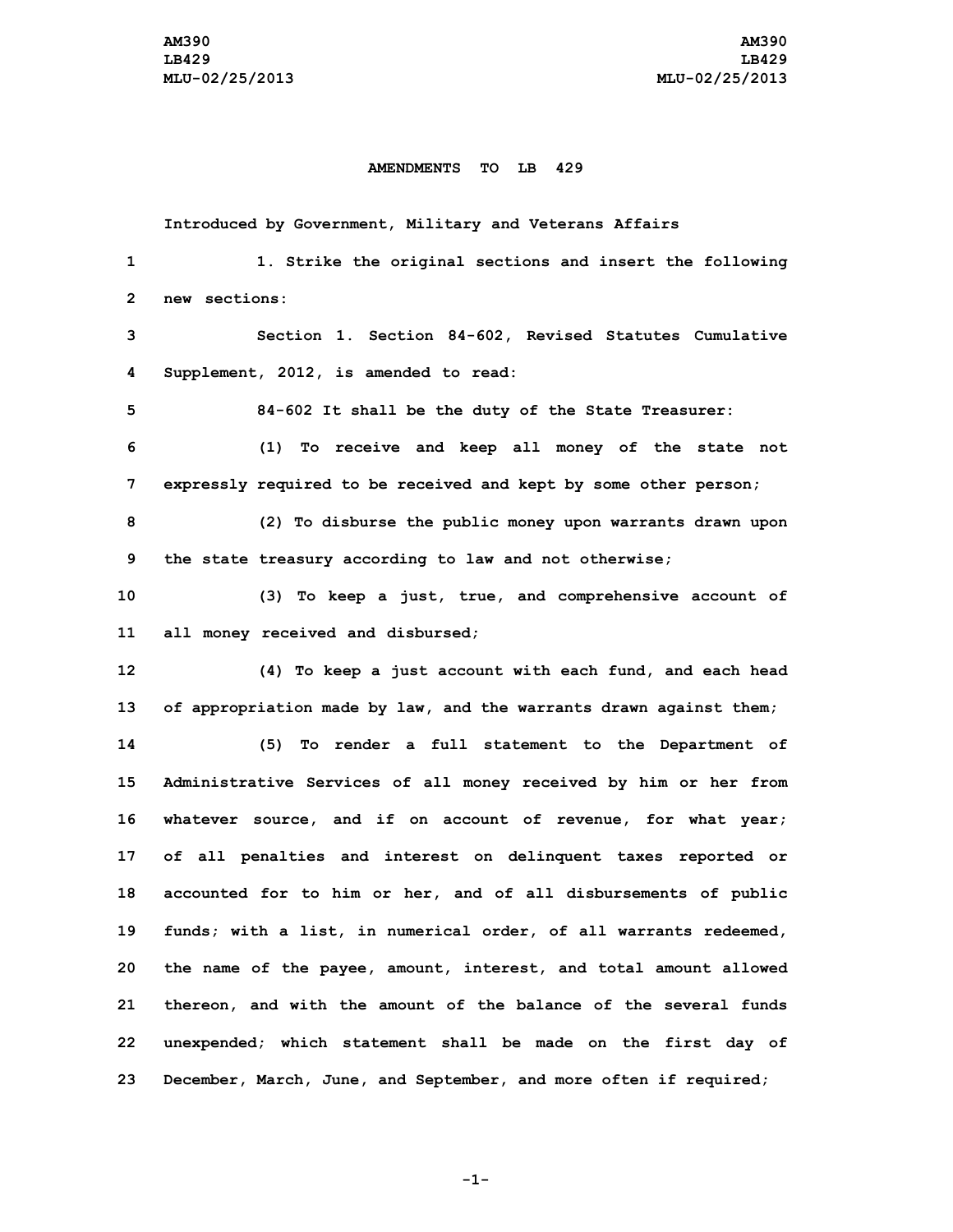AM390
LB429
MLU-02/25/2013

# AMENDMENTS TO LB 429

Introduced by Government, Military and Veterans Affairs

1. Strike the original sections and insert the following new sections:

Section 1. Section 84-602, Revised Statutes Cumulative Supplement, 2012, is amended to read:

84-602 It shall be the duty of the State Treasurer:

(1) To receive and keep all money of the state not expressly required to be received and kept by some other person;

(2) To disburse the public money upon warrants drawn upon the state treasury according to law and not otherwise;

(3) To keep a just, true, and comprehensive account of all money received and disbursed;

(4) To keep a just account with each fund, and each head of appropriation made by law, and the warrants drawn against them;

(5) To render a full statement to the Department of Administrative Services of all money received by him or her from whatever source, and if on account of revenue, for what year; of all penalties and interest on delinquent taxes reported or accounted for to him or her, and of all disbursements of public funds; with a list, in numerical order, of all warrants redeemed, the name of the payee, amount, interest, and total amount allowed thereon, and with the amount of the balance of the several funds unexpended; which statement shall be made on the first day of December, March, June, and September, and more often if required;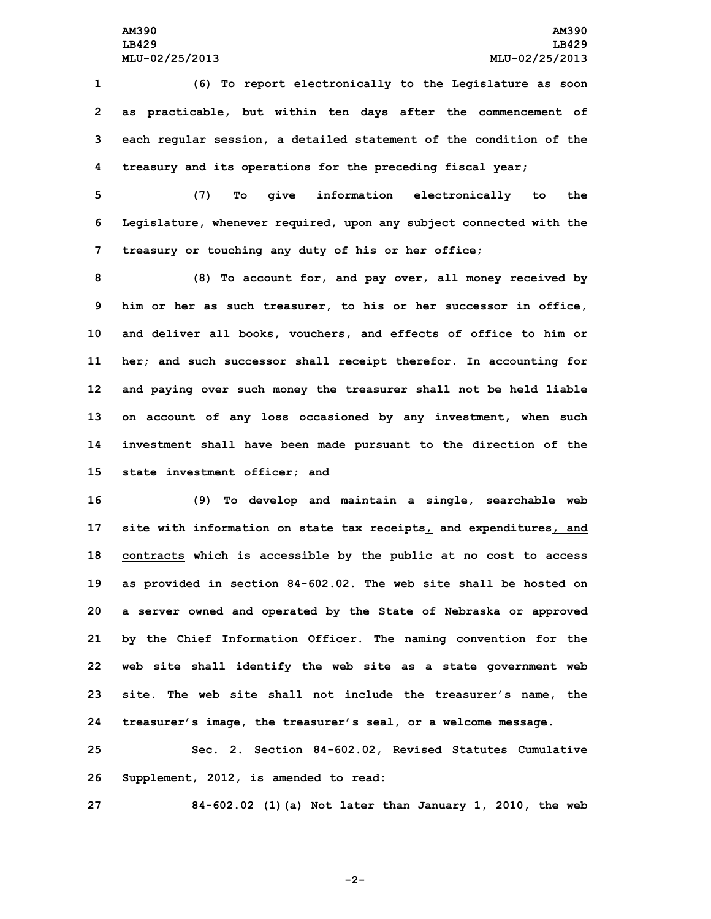(6) To report electronically to the Legislature as soon as practicable, but within ten days after the commencement of each regular session, a detailed statement of the condition of the treasury and its operations for the preceding fiscal year;

(7) To give information electronically to the Legislature, whenever required, upon any subject connected with the treasury or touching any duty of his or her office;

(8) To account for, and pay over, all money received by him or her as such treasurer, to his or her successor in office, and deliver all books, vouchers, and effects of office to him or her; and such successor shall receipt therefor. In accounting for and paying over such money the treasurer shall not be held liable on account of any loss occasioned by any investment, when such investment shall have been made pursuant to the direction of the state investment officer; and

(9) To develop and maintain a single, searchable web site with information on state tax receipts, ~~and~~ expenditures, and contracts which is accessible by the public at no cost to access as provided in section 84-602.02. The web site shall be hosted on a server owned and operated by the State of Nebraska or approved by the Chief Information Officer. The naming convention for the web site shall identify the web site as a state government web site. The web site shall not include the treasurer's name, the treasurer's image, the treasurer's seal, or a welcome message.

Sec. 2. Section 84-602.02, Revised Statutes Cumulative Supplement, 2012, is amended to read:

84-602.02 (1)(a) Not later than January 1, 2010, the web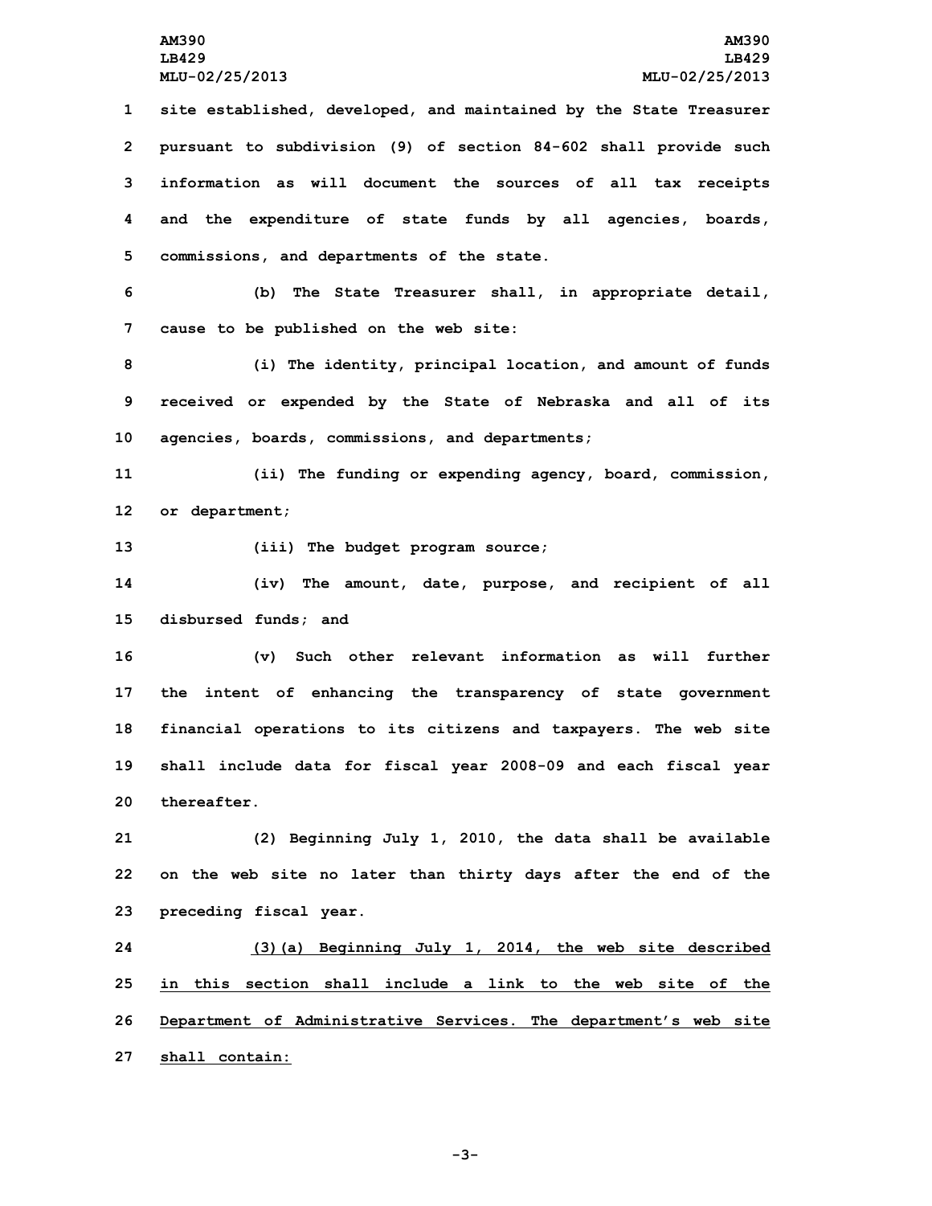site established, developed, and maintained by the State Treasurer pursuant to subdivision (9) of section 84-602 shall provide such information as will document the sources of all tax receipts and the expenditure of state funds by all agencies, boards, commissions, and departments of the state.

(b) The State Treasurer shall, in appropriate detail, cause to be published on the web site:

(i) The identity, principal location, and amount of funds received or expended by the State of Nebraska and all of its agencies, boards, commissions, and departments;

(ii) The funding or expending agency, board, commission, or department;

(iii) The budget program source;

(iv) The amount, date, purpose, and recipient of all disbursed funds; and

(v) Such other relevant information as will further the intent of enhancing the transparency of state government financial operations to its citizens and taxpayers. The web site shall include data for fiscal year 2008-09 and each fiscal year thereafter.

(2) Beginning July 1, 2010, the data shall be available on the web site no later than thirty days after the end of the preceding fiscal year.

<u>(3)(a) Beginning July 1, 2014, the web site described in this section shall include a link to the web site of the Department of Administrative Services. The department's web site shall contain:</u>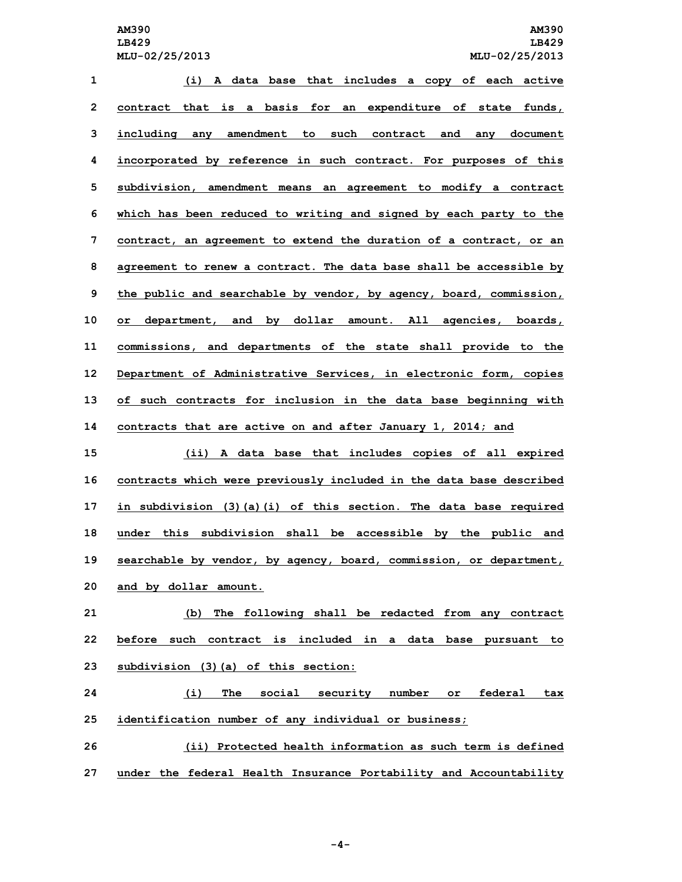(i) A data base that includes a copy of each active contract that is a basis for an expenditure of state funds, including any amendment to such contract and any document incorporated by reference in such contract. For purposes of this subdivision, amendment means an agreement to modify a contract which has been reduced to writing and signed by each party to the contract, an agreement to extend the duration of a contract, or an agreement to renew a contract. The data base shall be accessible by the public and searchable by vendor, by agency, board, commission, or department, and by dollar amount. All agencies, boards, commissions, and departments of the state shall provide to the Department of Administrative Services, in electronic form, copies of such contracts for inclusion in the data base beginning with contracts that are active on and after January 1, 2014; and

(ii) A data base that includes copies of all expired contracts which were previously included in the data base described in subdivision (3)(a)(i) of this section. The data base required under this subdivision shall be accessible by the public and searchable by vendor, by agency, board, commission, or department, and by dollar amount.

(b) The following shall be redacted from any contract before such contract is included in a data base pursuant to subdivision (3)(a) of this section:

(i) The social security number or federal tax identification number of any individual or business;

(ii) Protected health information as such term is defined under the federal Health Insurance Portability and Accountability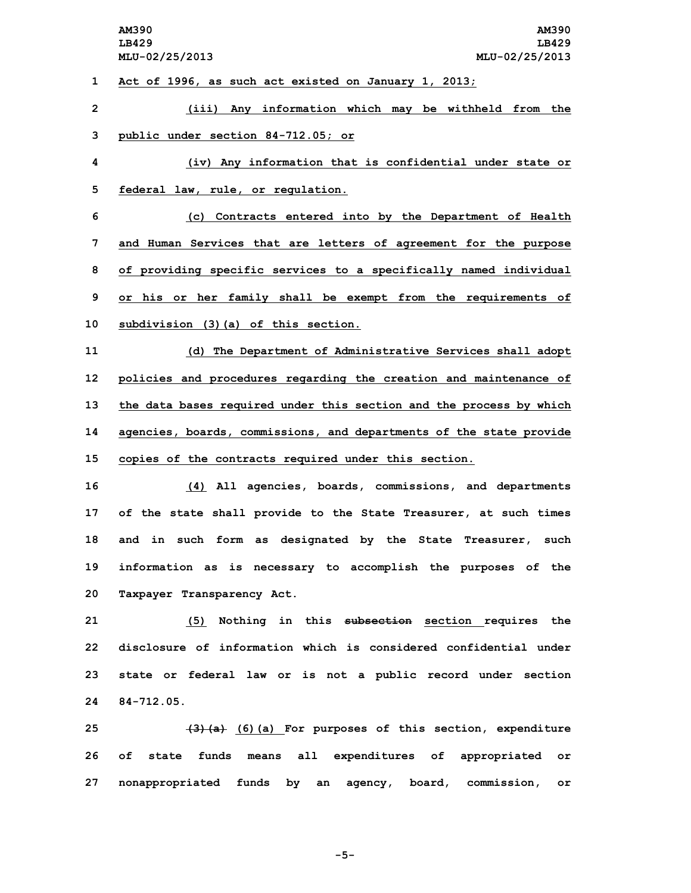Act of 1996, as such act existed on January 1, 2013;

(iii) Any information which may be withheld from the public under section 84-712.05; or

(iv) Any information that is confidential under state or federal law, rule, or regulation.

(c) Contracts entered into by the Department of Health and Human Services that are letters of agreement for the purpose of providing specific services to a specifically named individual or his or her family shall be exempt from the requirements of subdivision (3)(a) of this section.

(d) The Department of Administrative Services shall adopt policies and procedures regarding the creation and maintenance of the data bases required under this section and the process by which agencies, boards, commissions, and departments of the state provide copies of the contracts required under this section.

(4) All agencies, boards, commissions, and departments of the state shall provide to the State Treasurer, at such times and in such form as designated by the State Treasurer, such information as is necessary to accomplish the purposes of the Taxpayer Transparency Act.

(5) Nothing in this ~~subsection~~ section requires the disclosure of information which is considered confidential under state or federal law or is not a public record under section 84-712.05.

~~(3)(a)~~ (6)(a) For purposes of this section, expenditure of state funds means all expenditures of appropriated or nonappropriated funds by an agency, board, commission, or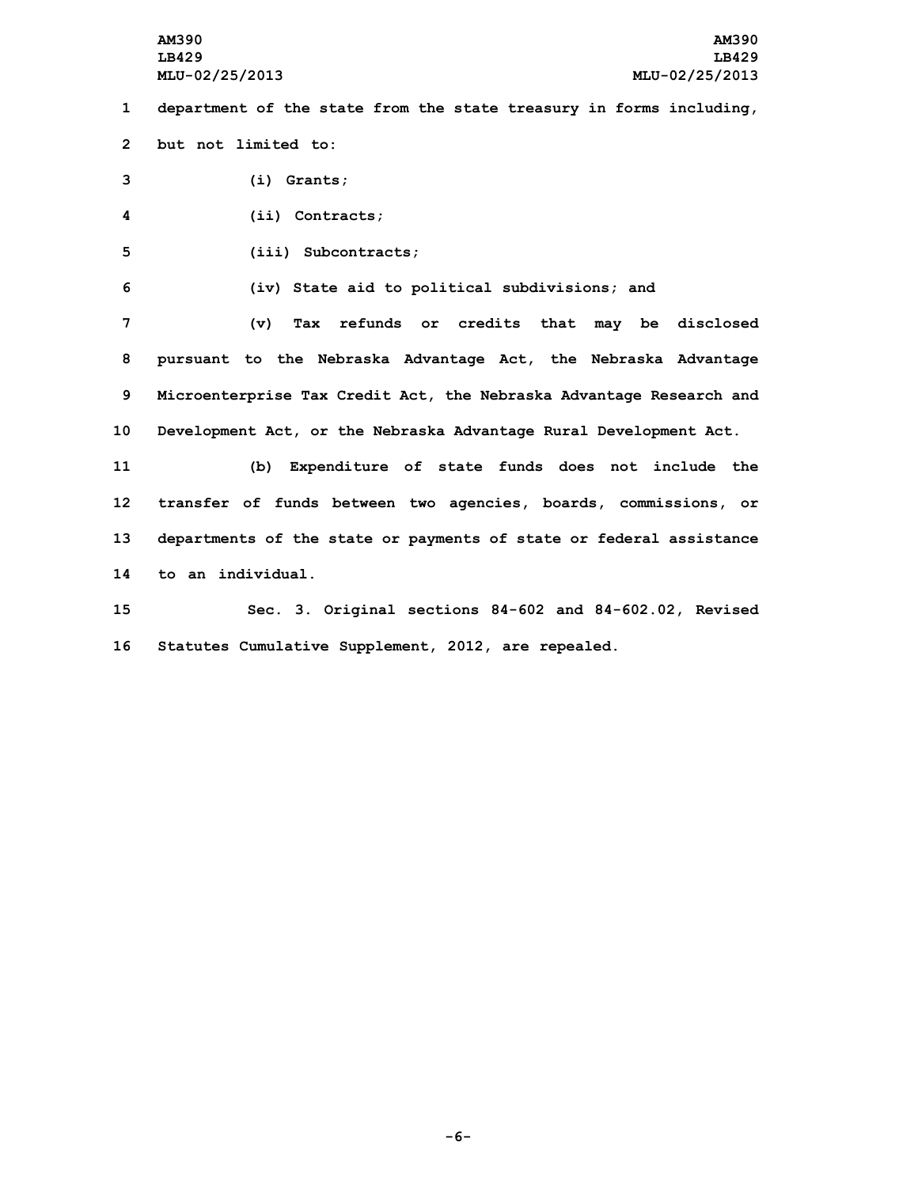department of the state from the state treasury in forms including, but not limited to:

(i) Grants;

(ii) Contracts;

(iii) Subcontracts;

(iv) State aid to political subdivisions; and

(v) Tax refunds or credits that may be disclosed pursuant to the Nebraska Advantage Act, the Nebraska Advantage Microenterprise Tax Credit Act, the Nebraska Advantage Research and Development Act, or the Nebraska Advantage Rural Development Act.

(b) Expenditure of state funds does not include the transfer of funds between two agencies, boards, commissions, or departments of the state or payments of state or federal assistance to an individual.

Sec. 3. Original sections 84-602 and 84-602.02, Revised Statutes Cumulative Supplement, 2012, are repealed.